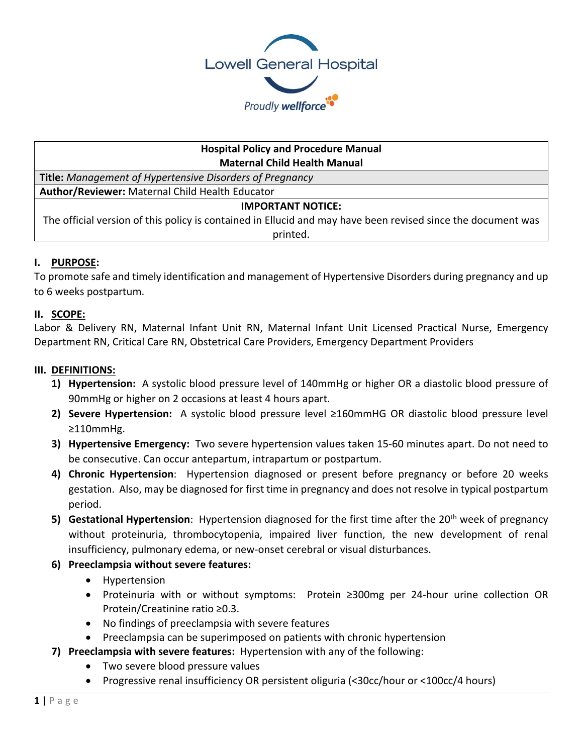Lowell General Hospital

Proudly wellforce

| **Hospital Policy and Procedure Manual**<br>**Maternal Child Health Manual** |
|---|
| **Title:** *Management of Hypertensive Disorders of Pregnancy* |
| **Author/Reviewer:** Maternal Child Health Educator |
| **IMPORTANT NOTICE:**<br>The official version of this policy is contained in Ellucid and may have been revised since the document was printed. |

## I. PURPOSE:

To promote safe and timely identification and management of Hypertensive Disorders during pregnancy and up to 6 weeks postpartum.

## II. SCOPE:

Labor & Delivery RN, Maternal Infant Unit RN, Maternal Infant Unit Licensed Practical Nurse, Emergency Department RN, Critical Care RN, Obstetrical Care Providers, Emergency Department Providers

## III. DEFINITIONS:

1) **Hypertension:** A systolic blood pressure level of 140mmHg or higher OR a diastolic blood pressure of 90mmHg or higher on 2 occasions at least 4 hours apart.
2) **Severe Hypertension:** A systolic blood pressure level ≥160mmHG OR diastolic blood pressure level ≥110mmHg.
3) **Hypertensive Emergency:** Two severe hypertension values taken 15-60 minutes apart. Do not need to be consecutive. Can occur antepartum, intrapartum or postpartum.
4) **Chronic Hypertension**: Hypertension diagnosed or present before pregnancy or before 20 weeks gestation. Also, may be diagnosed for first time in pregnancy and does not resolve in typical postpartum period.
5) **Gestational Hypertension**: Hypertension diagnosed for the first time after the 20th week of pregnancy without proteinuria, thrombocytopenia, impaired liver function, the new development of renal insufficiency, pulmonary edema, or new-onset cerebral or visual disturbances.
6) **Preeclampsia without severe features:**
   - Hypertension
   - Proteinuria with or without symptoms: Protein ≥300mg per 24-hour urine collection OR Protein/Creatinine ratio ≥0.3.
   - No findings of preeclampsia with severe features
   - Preeclampsia can be superimposed on patients with chronic hypertension
7) **Preeclampsia with severe features:** Hypertension with any of the following:
   - Two severe blood pressure values
   - Progressive renal insufficiency OR persistent oliguria (<30cc/hour or <100cc/4 hours)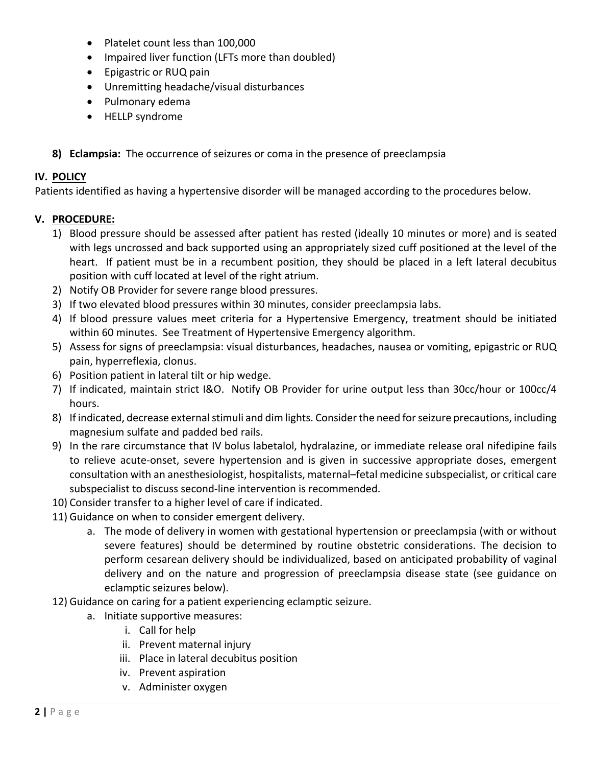- Platelet count less than 100,000
- Impaired liver function (LFTs more than doubled)
- Epigastric or RUQ pain
- Unremitting headache/visual disturbances
- Pulmonary edema
- HELLP syndrome

8) **Eclampsia:** The occurrence of seizures or coma in the presence of preeclampsia

## IV. POLICY

Patients identified as having a hypertensive disorder will be managed according to the procedures below.

## V. PROCEDURE:

1) Blood pressure should be assessed after patient has rested (ideally 10 minutes or more) and is seated with legs uncrossed and back supported using an appropriately sized cuff positioned at the level of the heart. If patient must be in a recumbent position, they should be placed in a left lateral decubitus position with cuff located at level of the right atrium.
2) Notify OB Provider for severe range blood pressures.
3) If two elevated blood pressures within 30 minutes, consider preeclampsia labs.
4) If blood pressure values meet criteria for a Hypertensive Emergency, treatment should be initiated within 60 minutes. See Treatment of Hypertensive Emergency algorithm.
5) Assess for signs of preeclampsia: visual disturbances, headaches, nausea or vomiting, epigastric or RUQ pain, hyperreflexia, clonus.
6) Position patient in lateral tilt or hip wedge.
7) If indicated, maintain strict I&O. Notify OB Provider for urine output less than 30cc/hour or 100cc/4 hours.
8) If indicated, decrease external stimuli and dim lights. Consider the need for seizure precautions, including magnesium sulfate and padded bed rails.
9) In the rare circumstance that IV bolus labetalol, hydralazine, or immediate release oral nifedipine fails to relieve acute-onset, severe hypertension and is given in successive appropriate doses, emergent consultation with an anesthesiologist, hospitalists, maternal–fetal medicine subspecialist, or critical care subspecialist to discuss second-line intervention is recommended.
10) Consider transfer to a higher level of care if indicated.
11) Guidance on when to consider emergent delivery.
    a. The mode of delivery in women with gestational hypertension or preeclampsia (with or without severe features) should be determined by routine obstetric considerations. The decision to perform cesarean delivery should be individualized, based on anticipated probability of vaginal delivery and on the nature and progression of preeclampsia disease state (see guidance on eclamptic seizures below).
12) Guidance on caring for a patient experiencing eclamptic seizure.
    a. Initiate supportive measures:
        i. Call for help
        ii. Prevent maternal injury
        iii. Place in lateral decubitus position
        iv. Prevent aspiration
        v. Administer oxygen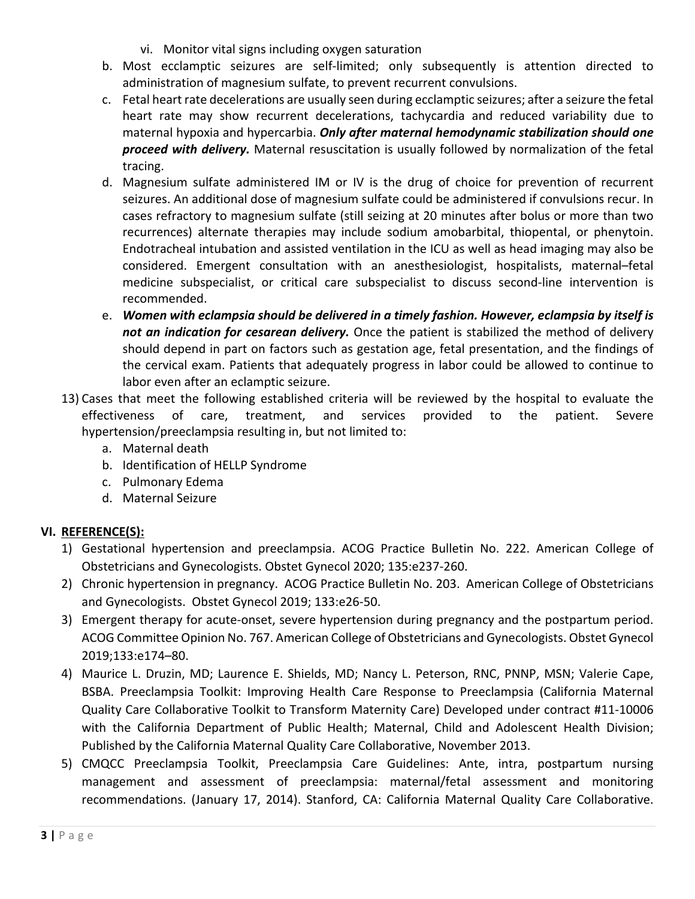vi. Monitor vital signs including oxygen saturation

b. Most ecclamptic seizures are self-limited; only subsequently is attention directed to administration of magnesium sulfate, to prevent recurrent convulsions.

c. Fetal heart rate decelerations are usually seen during ecclamptic seizures; after a seizure the fetal heart rate may show recurrent decelerations, tachycardia and reduced variability due to maternal hypoxia and hypercarbia. ***Only after maternal hemodynamic stabilization should one proceed with delivery.*** Maternal resuscitation is usually followed by normalization of the fetal tracing.

d. Magnesium sulfate administered IM or IV is the drug of choice for prevention of recurrent seizures. An additional dose of magnesium sulfate could be administered if convulsions recur. In cases refractory to magnesium sulfate (still seizing at 20 minutes after bolus or more than two recurrences) alternate therapies may include sodium amobarbital, thiopental, or phenytoin. Endotracheal intubation and assisted ventilation in the ICU as well as head imaging may also be considered. Emergent consultation with an anesthesiologist, hospitalists, maternal–fetal medicine subspecialist, or critical care subspecialist to discuss second-line intervention is recommended.

e. ***Women with eclampsia should be delivered in a timely fashion. However, eclampsia by itself is not an indication for cesarean delivery.*** Once the patient is stabilized the method of delivery should depend in part on factors such as gestation age, fetal presentation, and the findings of the cervical exam. Patients that adequately progress in labor could be allowed to continue to labor even after an eclamptic seizure.

13) Cases that meet the following established criteria will be reviewed by the hospital to evaluate the effectiveness of care, treatment, and services provided to the patient. Severe hypertension/preeclampsia resulting in, but not limited to:
   a. Maternal death
   b. Identification of HELLP Syndrome
   c. Pulmonary Edema
   d. Maternal Seizure

## VI. REFERENCE(S):

1) Gestational hypertension and preeclampsia. ACOG Practice Bulletin No. 222. American College of Obstetricians and Gynecologists. Obstet Gynecol 2020; 135:e237-260.
2) Chronic hypertension in pregnancy. ACOG Practice Bulletin No. 203. American College of Obstetricians and Gynecologists. Obstet Gynecol 2019; 133:e26-50.
3) Emergent therapy for acute-onset, severe hypertension during pregnancy and the postpartum period. ACOG Committee Opinion No. 767. American College of Obstetricians and Gynecologists. Obstet Gynecol 2019;133:e174–80.
4) Maurice L. Druzin, MD; Laurence E. Shields, MD; Nancy L. Peterson, RNC, PNNP, MSN; Valerie Cape, BSBA. Preeclampsia Toolkit: Improving Health Care Response to Preeclampsia (California Maternal Quality Care Collaborative Toolkit to Transform Maternity Care) Developed under contract #11-10006 with the California Department of Public Health; Maternal, Child and Adolescent Health Division; Published by the California Maternal Quality Care Collaborative, November 2013.
5) CMQCC Preeclampsia Toolkit, Preeclampsia Care Guidelines: Ante, intra, postpartum nursing management and assessment of preeclampsia: maternal/fetal assessment and monitoring recommendations. (January 17, 2014). Stanford, CA: California Maternal Quality Care Collaborative.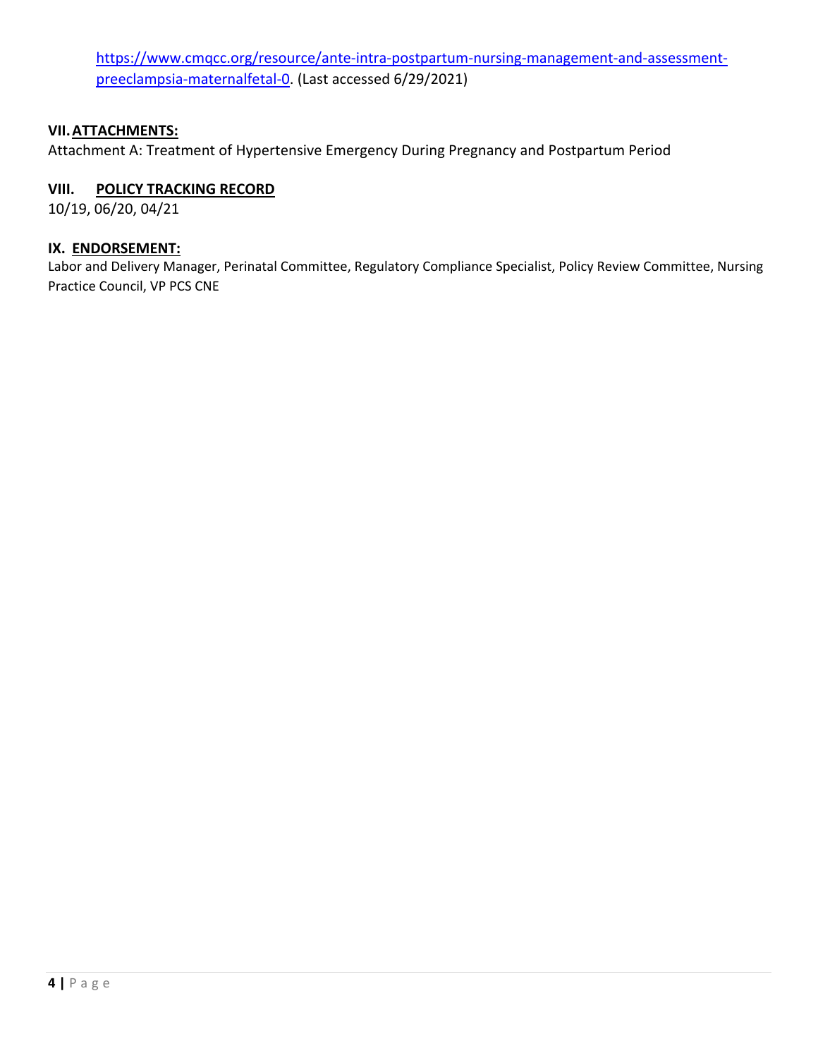https://www.cmqcc.org/resource/ante-intra-postpartum-nursing-management-and-assessment-preeclampsia-maternalfetal-0. (Last accessed 6/29/2021)

## VII. ATTACHMENTS:

Attachment A: Treatment of Hypertensive Emergency During Pregnancy and Postpartum Period

## VIII. POLICY TRACKING RECORD

10/19, 06/20, 04/21

## IX. ENDORSEMENT:

Labor and Delivery Manager, Perinatal Committee, Regulatory Compliance Specialist, Policy Review Committee, Nursing Practice Council, VP PCS CNE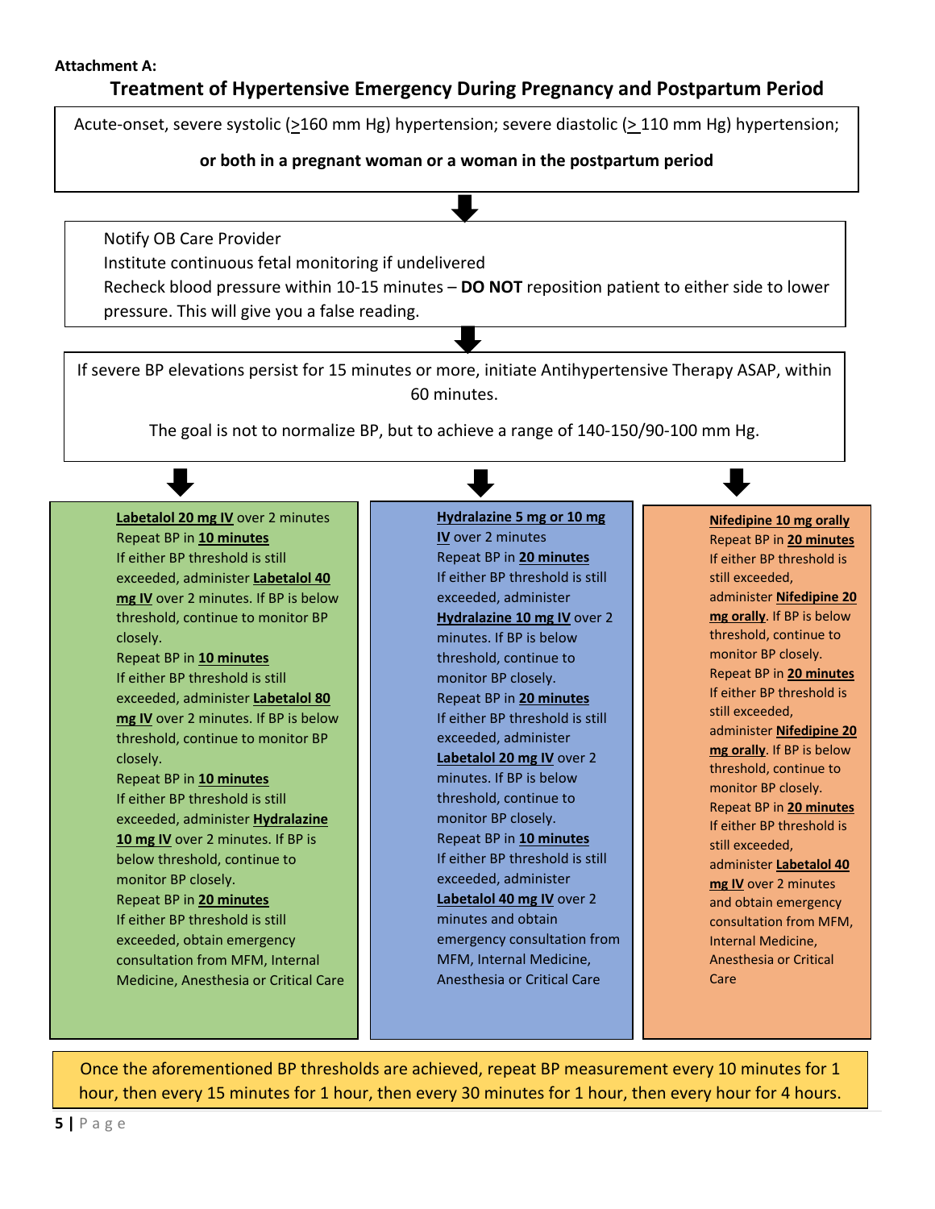**Attachment A:**

## Treatment of Hypertensive Emergency During Pregnancy and Postpartum Period

Acute-onset, severe systolic (≥160 mm Hg) hypertension; severe diastolic (≥ 110 mm Hg) hypertension;

**or both in a pregnant woman or a woman in the postpartum period**

Notify OB Care Provider

Institute continuous fetal monitoring if undelivered

Recheck blood pressure within 10-15 minutes – **DO NOT** reposition patient to either side to lower pressure. This will give you a false reading.

If severe BP elevations persist for 15 minutes or more, initiate Antihypertensive Therapy ASAP, within 60 minutes.

The goal is not to normalize BP, but to achieve a range of 140-150/90-100 mm Hg.

**Labetalol 20 mg IV** over 2 minutes
Repeat BP in **10 minutes**
If either BP threshold is still exceeded, administer **Labetalol 40 mg IV** over 2 minutes. If BP is below threshold, continue to monitor BP closely.
Repeat BP in **10 minutes**
If either BP threshold is still exceeded, administer **Labetalol 80 mg IV** over 2 minutes. If BP is below threshold, continue to monitor BP closely.
Repeat BP in **10 minutes**
If either BP threshold is still exceeded, administer **Hydralazine 10 mg IV** over 2 minutes. If BP is below threshold, continue to monitor BP closely.
Repeat BP in **20 minutes**
If either BP threshold is still exceeded, obtain emergency consultation from MFM, Internal Medicine, Anesthesia or Critical Care

**Hydralazine 5 mg or 10 mg IV** over 2 minutes
Repeat BP in **20 minutes**
If either BP threshold is still exceeded, administer **Hydralazine 10 mg IV** over 2 minutes. If BP is below threshold, continue to monitor BP closely.
Repeat BP in **20 minutes**
If either BP threshold is still exceeded, administer **Labetalol 20 mg IV** over 2 minutes. If BP is below threshold, continue to monitor BP closely.
Repeat BP in **10 minutes**
If either BP threshold is still exceeded, administer **Labetalol 40 mg IV** over 2 minutes and obtain emergency consultation from MFM, Internal Medicine, Anesthesia or Critical Care

**Nifedipine 10 mg orally**
Repeat BP in **20 minutes**
If either BP threshold is still exceeded, administer **Nifedipine 20 mg orally**. If BP is below threshold, continue to monitor BP closely.
Repeat BP in **20 minutes**
If either BP threshold is still exceeded, administer **Nifedipine 20 mg orally**. If BP is below threshold, continue to monitor BP closely.
Repeat BP in **20 minutes**
If either BP threshold is still exceeded, administer **Labetalol 40 mg IV** over 2 minutes and obtain emergency consultation from MFM, Internal Medicine, Anesthesia or Critical Care

Once the aforementioned BP thresholds are achieved, repeat BP measurement every 10 minutes for 1 hour, then every 15 minutes for 1 hour, then every 30 minutes for 1 hour, then every hour for 4 hours.